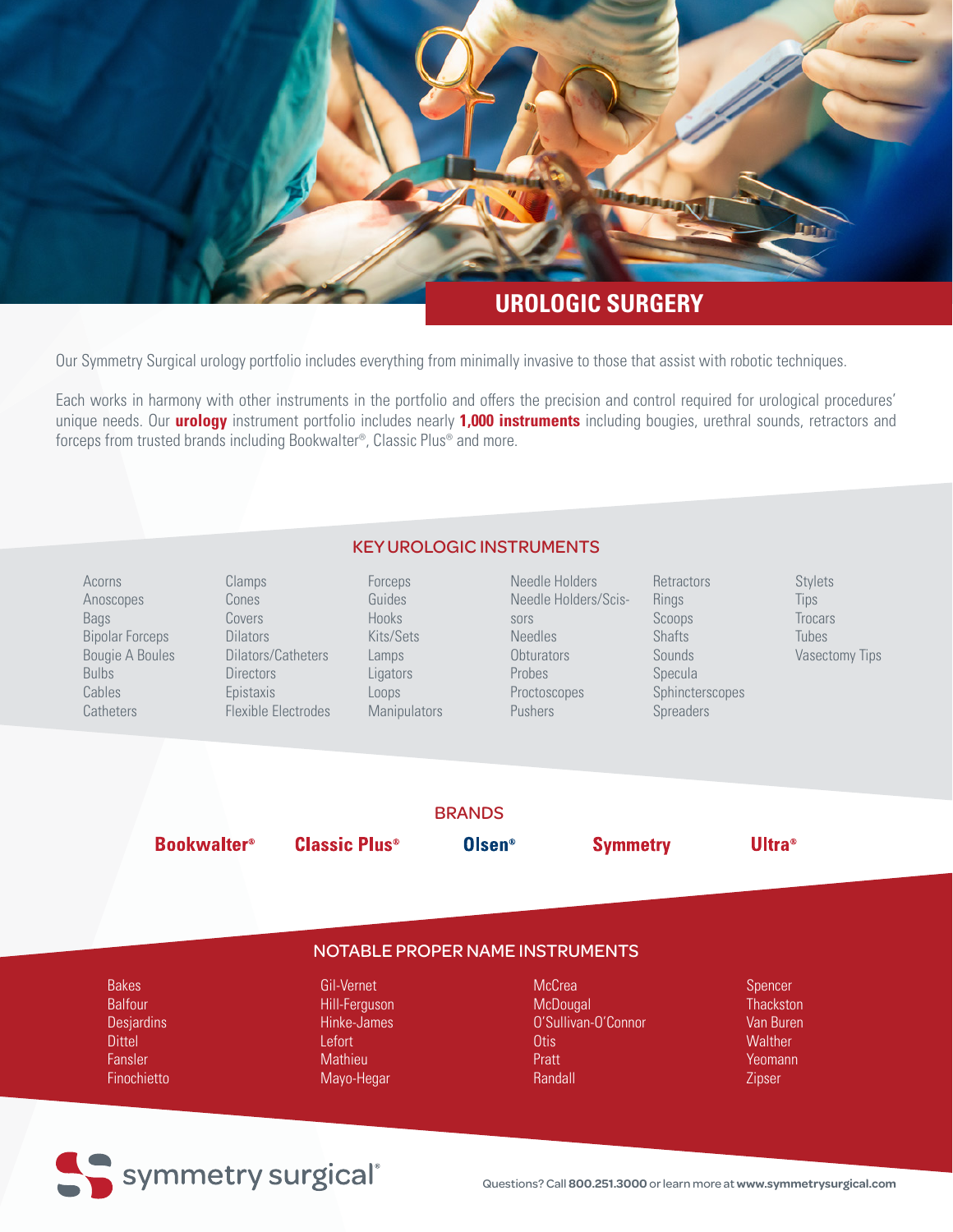# UROLOGIC SURGERY

Our Symmetry Surgical urology portfolio includes everything from minimally invasive to those that assist with robotic techniques.

Each works in harmony with other instruments in the portfolio and offers the precision and control required for urological procedures' unique needs. Our **urology** instrument portfolio includes nearly **1,000 instruments** including bougies, urethral sounds, retractors and forceps from trusted brands including Bookwalter®, Classic Plus® and more.

## KEY UROLOGIC INSTRUMENTS

- Acorns
- Anoscopes
- Bags
- Bipolar Forceps
- Bougie A Boules
- Bulbs
- Cables
- Catheters
- Clamps
- Cones
- Covers
- Dilators
- Dilators/Catheters
- Directors
- Epistaxis
- Flexible Electrodes
- Forceps
- Guides
- Hooks
- Kits/Sets
- Lamps
- Ligators
- Loops
- Manipulators
- Needle Holders
- Needle Holders/Scissors
- Needles
- Obturators
- Probes
- Proctoscopes
- Pushers
- Retractors
- Rings
- Scoops
- Shafts
- Sounds
- Specula
- Sphincterscopes
- Spreaders
- Stylets
- Tips
- Trocars
- Tubes
- Vasectomy Tips

## BRANDS

**Bookwalter®** **Classic Plus®** **Olsen®** **Symmetry** **Ultra®**

## NOTABLE PROPER NAME INSTRUMENTS

- Bakes
- Balfour
- Desjardins
- Dittel
- Fansler
- Finochietto
- Gil-Vernet
- Hill-Ferguson
- Hinke-James
- Lefort
- Mathieu
- Mayo-Hegar
- McCrea
- McDougal
- O'Sullivan-O'Connor
- Otis
- Pratt
- Randall
- Spencer
- Thackston
- Van Buren
- Walther
- Yeomann
- Zipser

symmetry surgical®

Questions? Call **800.251.3000** or learn more at **www.symmetrysurgical.com**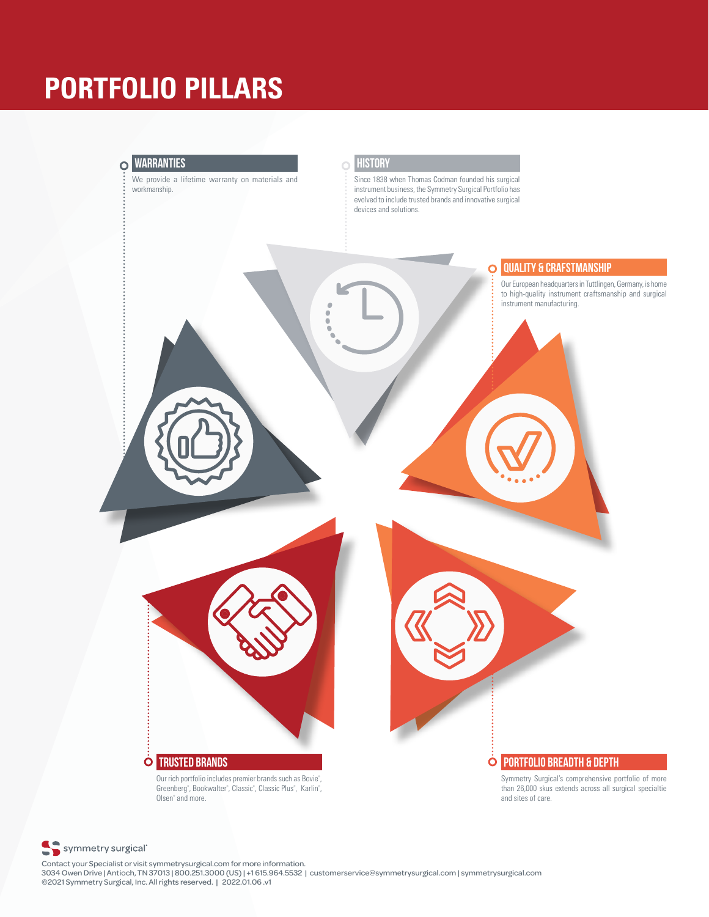# PORTFOLIO PILLARS

## WARRANTIES

We provide a lifetime warranty on materials and workmanship.

## HISTORY

Since 1838 when Thomas Codman founded his surgical instrument business, the Symmetry Surgical Portfolio has evolved to include trusted brands and innovative surgical devices and solutions.

## QUALITY & CRAFSTMANSHIP

Our European headquarters in Tuttlingen, Germany, is home to high-quality instrument craftsmanship and surgical instrument manufacturing.

## TRUSTED BRANDS

Our rich portfolio includes premier brands such as Bovie®, Greenberg®, Bookwalter®, Classic®, Classic Plus®, Karlin®, Olsen® and more.

## PORTFOLIO BREADTH & DEPTH

Symmetry Surgical's comprehensive portfolio of more than 26,000 skus extends across all surgical specialtie and sites of care.

symmetry surgical®

Contact your Specialist or visit symmetrysurgical.com for more information.
3034 Owen Drive | Antioch, TN 37013 | 800.251.3000 (US) | +1 615.964.5532 | customerservice@symmetrysurgical.com | symmetrysurgical.com
©2021 Symmetry Surgical, Inc. All rights reserved. | 2022.01.06 .v1